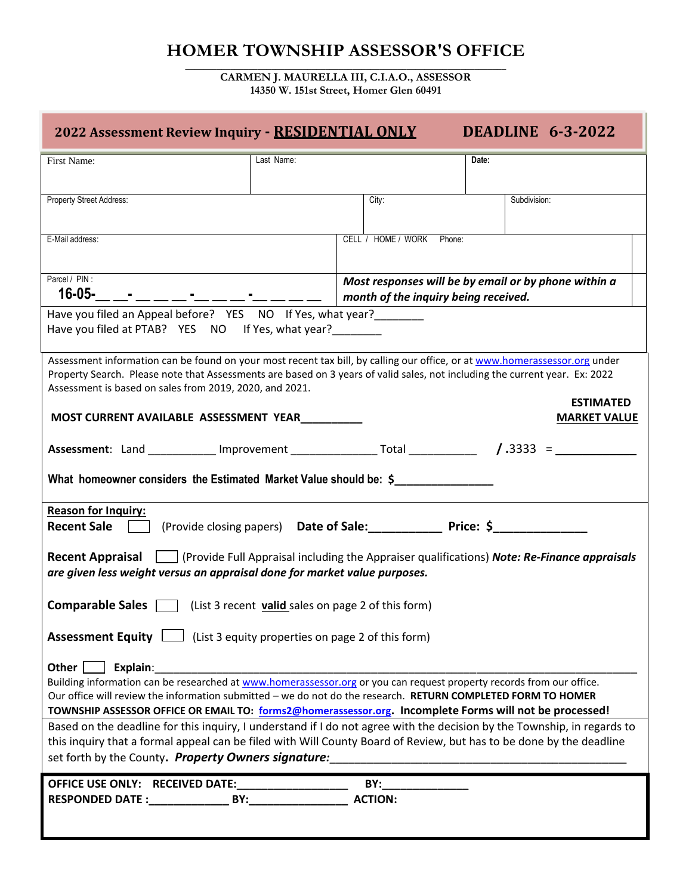# HOMER TOWNSHIP ASSESSOR'S OFFICE

**CARMEN J. MAURELLA III, C.I.A.O., ASSESSOR**
**14350 W. 151st Street, Homer Glen 60491**

## 2022 Assessment Review Inquiry - RESIDENTIAL ONLY DEADLINE 6-3-2022

| First Name: | Last Name: | | Date: |
|---|---|---|---|
| Property Street Address: | | City: | Subdivision: |
| E-Mail address: | CELL / HOME / WORK Phone: | | |
| Parcel / PIN : 16-05-__ __-__ __ __-__ __ __-__ __ __ __ | *Most responses will be by email or by phone within a month of the inquiry being received.* | | |

Have you filed an Appeal before? YES NO If Yes, what year?________
Have you filed at PTAB? YES NO If Yes, what year?________

Assessment information can be found on your most recent tax bill, by calling our office, or at www.homerassessor.org under Property Search. Please note that Assessments are based on 3 years of valid sales, not including the current year. Ex: 2022 Assessment is based on sales from 2019, 2020, and 2021.

**MOST CURRENT AVAILABLE ASSESSMENT YEAR__________** **ESTIMATED MARKET VALUE**

**Assessment**: Land ___________ Improvement ______________ Total ___________ **/** .3333 = ____________

**What homeowner considers the Estimated Market Value should be: $________________**

**Reason for Inquiry:**

**Recent Sale** ☐ (Provide closing papers) **Date of Sale:___________ Price: $______________**

**Recent Appraisal** ☐ (Provide Full Appraisal including the Appraiser qualifications) ***Note: Re-Finance appraisals are given less weight versus an appraisal done for market value purposes.***

**Comparable Sales** ☐ (List 3 recent **valid** sales on page 2 of this form)

**Assessment Equity** ☐ (List 3 equity properties on page 2 of this form)

**Other** ☐ **Explain**:________________________________________________________________

Building information can be researched at www.homerassessor.org or you can request property records from our office. Our office will review the information submitted – we do not do the research. **RETURN COMPLETED FORM TO HOMER TOWNSHIP ASSESSOR OFFICE OR EMAIL TO: forms2@homerassessor.org. Incomplete Forms will not be processed!**

Based on the deadline for this inquiry, I understand if I do not agree with the decision by the Township, in regards to this inquiry that a formal appeal can be filed with Will County Board of Review, but has to be done by the deadline set forth by the County**.** ***Property Owners signature:***_________________________________________________

**OFFICE USE ONLY: RECEIVED DATE:__________________ BY:______________**
**RESPONDED DATE :_____________ BY:________________ ACTION:**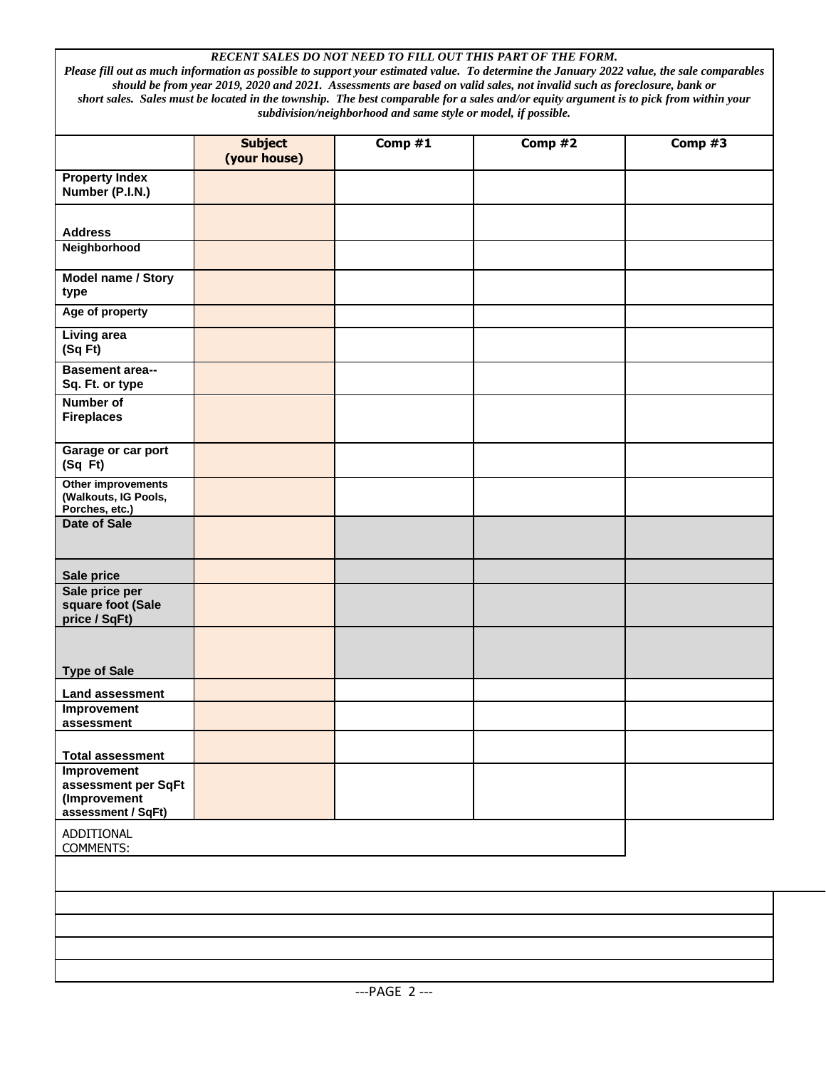***RECENT SALES DO NOT NEED TO FILL OUT THIS PART OF THE FORM.***

***Please fill out as much information as possible to support your estimated value. To determine the January 2022 value, the sale comparables should be from year 2019, 2020 and 2021. Assessments are based on valid sales, not invalid such as foreclosure, bank or short sales. Sales must be located in the township. The best comparable for a sales and/or equity argument is to pick from within your subdivision/neighborhood and same style or model, if possible.***

| | **Subject (your house)** | **Comp #1** | **Comp #2** | **Comp #3** |
|---|---|---|---|---|
| **Property Index Number (P.I.N.)** | | | | |
| **Address** | | | | |
| **Neighborhood** | | | | |
| **Model name / Story type** | | | | |
| **Age of property** | | | | |
| **Living area (Sq Ft)** | | | | |
| **Basement area-- Sq. Ft. or type** | | | | |
| **Number of Fireplaces** | | | | |
| **Garage or car port (Sq Ft)** | | | | |
| **Other improvements (Walkouts, IG Pools, Porches, etc.)** | | | | |
| **Date of Sale** | | | | |
| **Sale price** | | | | |
| **Sale price per square foot (Sale price / SqFt)** | | | | |
| **Type of Sale** | | | | |
| **Land assessment** | | | | |
| **Improvement assessment** | | | | |
| **Total assessment** | | | | |
| **Improvement assessment per SqFt (Improvement assessment / SqFt)** | | | | |

ADDITIONAL COMMENTS: